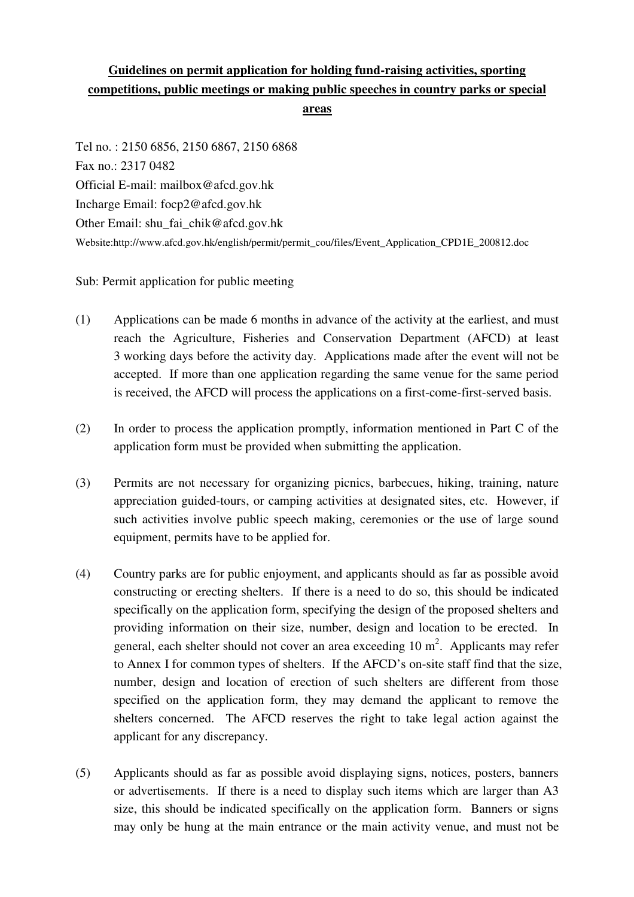# Guidelines on permit application for holding fund-raising activities, sporting competitions, public meetings or making public speeches in country parks or special areas

Tel no. : 2150 6856, 2150 6867, 2150 6868
Fax no.: 2317 0482
Official E-mail: mailbox@afcd.gov.hk
Incharge Email: focp2@afcd.gov.hk
Other Email: shu_fai_chik@afcd.gov.hk
Website:http://www.afcd.gov.hk/english/permit/permit_cou/files/Event_Application_CPD1E_200812.doc

Sub: Permit application for public meeting

(1) Applications can be made 6 months in advance of the activity at the earliest, and must reach the Agriculture, Fisheries and Conservation Department (AFCD) at least 3 working days before the activity day. Applications made after the event will not be accepted. If more than one application regarding the same venue for the same period is received, the AFCD will process the applications on a first-come-first-served basis.

(2) In order to process the application promptly, information mentioned in Part C of the application form must be provided when submitting the application.

(3) Permits are not necessary for organizing picnics, barbecues, hiking, training, nature appreciation guided-tours, or camping activities at designated sites, etc. However, if such activities involve public speech making, ceremonies or the use of large sound equipment, permits have to be applied for.

(4) Country parks are for public enjoyment, and applicants should as far as possible avoid constructing or erecting shelters. If there is a need to do so, this should be indicated specifically on the application form, specifying the design of the proposed shelters and providing information on their size, number, design and location to be erected. In general, each shelter should not cover an area exceeding 10 $m^2$. Applicants may refer to Annex I for common types of shelters. If the AFCD's on-site staff find that the size, number, design and location of erection of such shelters are different from those specified on the application form, they may demand the applicant to remove the shelters concerned. The AFCD reserves the right to take legal action against the applicant for any discrepancy.

(5) Applicants should as far as possible avoid displaying signs, notices, posters, banners or advertisements. If there is a need to display such items which are larger than A3 size, this should be indicated specifically on the application form. Banners or signs may only be hung at the main entrance or the main activity venue, and must not be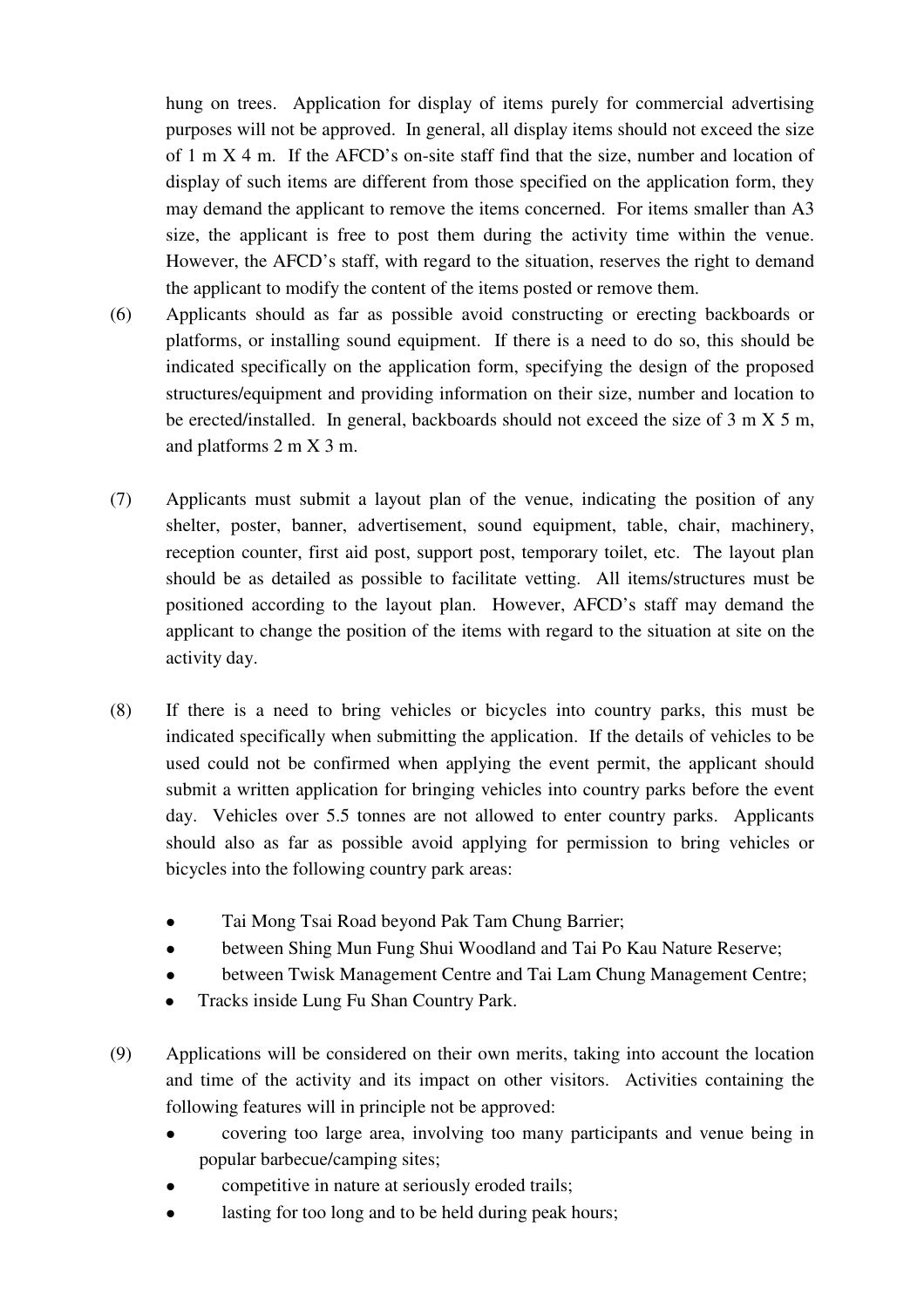hung on trees. Application for display of items purely for commercial advertising purposes will not be approved. In general, all display items should not exceed the size of 1 m X 4 m. If the AFCD's on-site staff find that the size, number and location of display of such items are different from those specified on the application form, they may demand the applicant to remove the items concerned. For items smaller than A3 size, the applicant is free to post them during the activity time within the venue. However, the AFCD's staff, with regard to the situation, reserves the right to demand the applicant to modify the content of the items posted or remove them.

(6) Applicants should as far as possible avoid constructing or erecting backboards or platforms, or installing sound equipment. If there is a need to do so, this should be indicated specifically on the application form, specifying the design of the proposed structures/equipment and providing information on their size, number and location to be erected/installed. In general, backboards should not exceed the size of 3 m X 5 m, and platforms 2 m X 3 m.

(7) Applicants must submit a layout plan of the venue, indicating the position of any shelter, poster, banner, advertisement, sound equipment, table, chair, machinery, reception counter, first aid post, support post, temporary toilet, etc. The layout plan should be as detailed as possible to facilitate vetting. All items/structures must be positioned according to the layout plan. However, AFCD's staff may demand the applicant to change the position of the items with regard to the situation at site on the activity day.

(8) If there is a need to bring vehicles or bicycles into country parks, this must be indicated specifically when submitting the application. If the details of vehicles to be used could not be confirmed when applying the event permit, the applicant should submit a written application for bringing vehicles into country parks before the event day. Vehicles over 5.5 tonnes are not allowed to enter country parks. Applicants should also as far as possible avoid applying for permission to bring vehicles or bicycles into the following country park areas:

- Tai Mong Tsai Road beyond Pak Tam Chung Barrier;
- between Shing Mun Fung Shui Woodland and Tai Po Kau Nature Reserve;
- between Twisk Management Centre and Tai Lam Chung Management Centre;
- Tracks inside Lung Fu Shan Country Park.

(9) Applications will be considered on their own merits, taking into account the location and time of the activity and its impact on other visitors. Activities containing the following features will in principle not be approved:

- covering too large area, involving too many participants and venue being in popular barbecue/camping sites;
- competitive in nature at seriously eroded trails;
- lasting for too long and to be held during peak hours;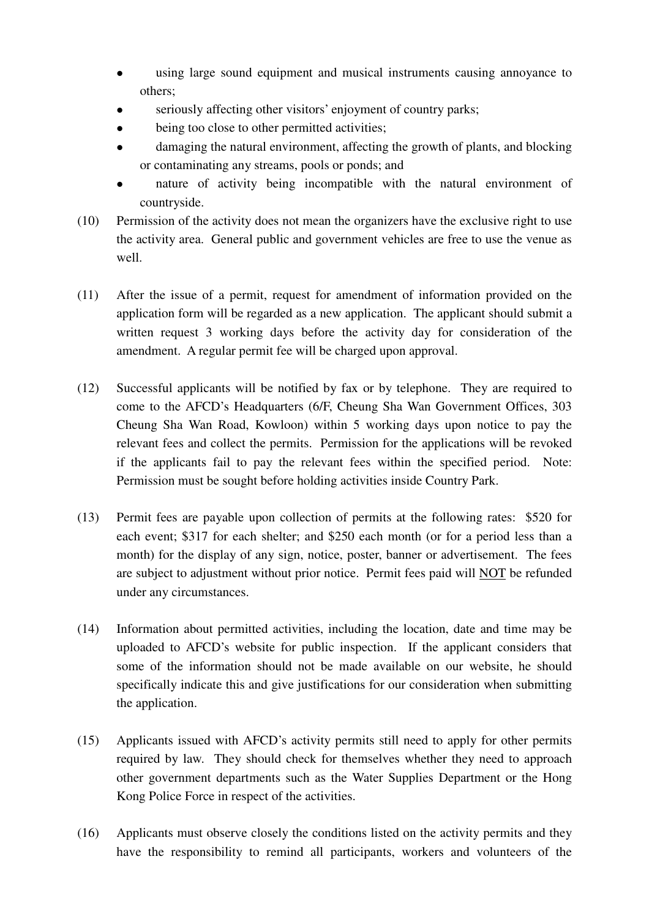- using large sound equipment and musical instruments causing annoyance to others;
- seriously affecting other visitors' enjoyment of country parks;
- being too close to other permitted activities;
- damaging the natural environment, affecting the growth of plants, and blocking or contaminating any streams, pools or ponds; and
- nature of activity being incompatible with the natural environment of countryside.

(10) Permission of the activity does not mean the organizers have the exclusive right to use the activity area. General public and government vehicles are free to use the venue as well.

(11) After the issue of a permit, request for amendment of information provided on the application form will be regarded as a new application. The applicant should submit a written request 3 working days before the activity day for consideration of the amendment. A regular permit fee will be charged upon approval.

(12) Successful applicants will be notified by fax or by telephone. They are required to come to the AFCD's Headquarters (6/F, Cheung Sha Wan Government Offices, 303 Cheung Sha Wan Road, Kowloon) within 5 working days upon notice to pay the relevant fees and collect the permits. Permission for the applications will be revoked if the applicants fail to pay the relevant fees within the specified period. Note: Permission must be sought before holding activities inside Country Park.

(13) Permit fees are payable upon collection of permits at the following rates: $520 for each event; $317 for each shelter; and $250 each month (or for a period less than a month) for the display of any sign, notice, poster, banner or advertisement. The fees are subject to adjustment without prior notice. Permit fees paid will <u>NOT</u> be refunded under any circumstances.

(14) Information about permitted activities, including the location, date and time may be uploaded to AFCD's website for public inspection. If the applicant considers that some of the information should not be made available on our website, he should specifically indicate this and give justifications for our consideration when submitting the application.

(15) Applicants issued with AFCD's activity permits still need to apply for other permits required by law. They should check for themselves whether they need to approach other government departments such as the Water Supplies Department or the Hong Kong Police Force in respect of the activities.

(16) Applicants must observe closely the conditions listed on the activity permits and they have the responsibility to remind all participants, workers and volunteers of the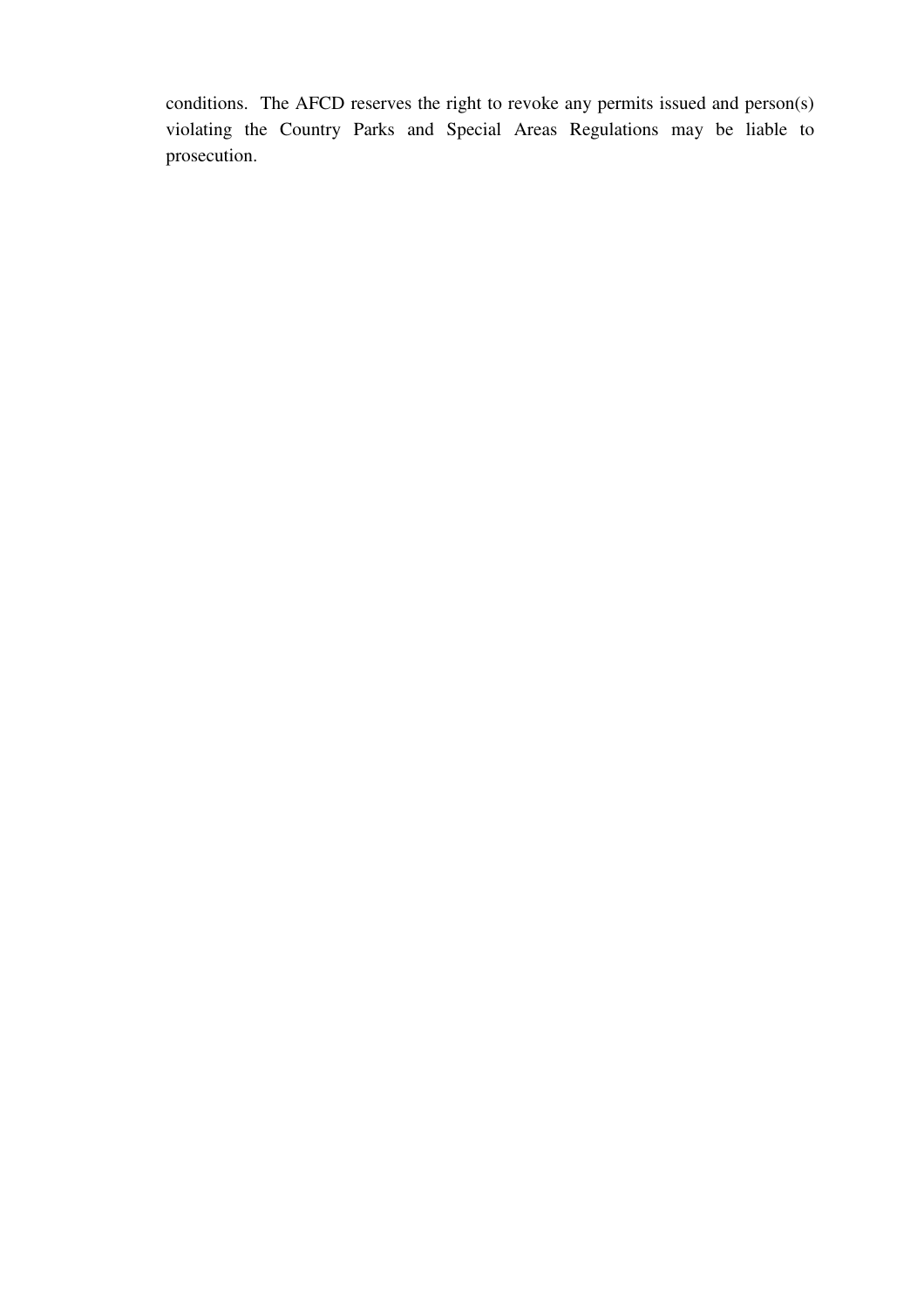conditions. The AFCD reserves the right to revoke any permits issued and person(s) violating the Country Parks and Special Areas Regulations may be liable to prosecution.